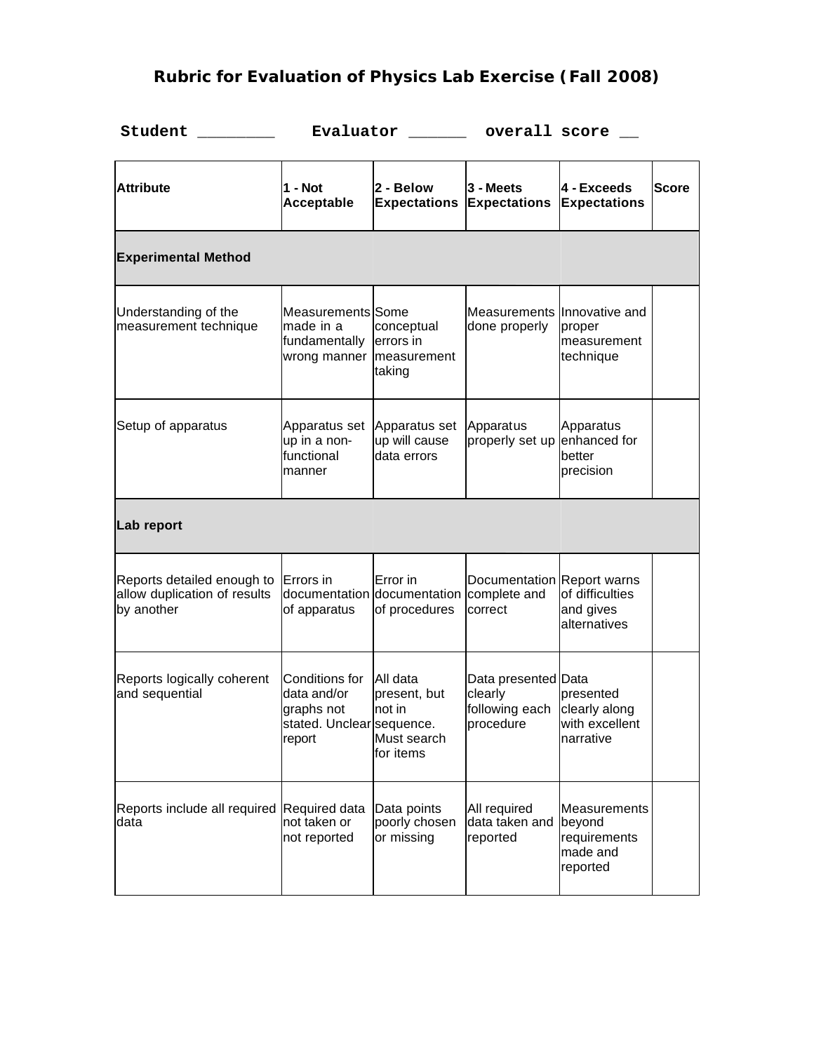# Rubric for Evaluation of Physics Lab Exercise (Fall 2008)

Student ________ Evaluator ______ overall score __

| Attribute | 1 - Not Acceptable | 2 - Below Expectations | 3 - Meets Expectations | 4 - Exceeds Expectations | Score |
|---|---|---|---|---|---|
| **Experimental Method** | | | | | |
| Understanding of the measurement technique | Measurements made in a fundamentally wrong manner | Some conceptual errors in measurement taking | Measurements done properly | Innovative and proper measurement technique | |
| Setup of apparatus | Apparatus set up in a non-functional manner | Apparatus set up will cause data errors | Apparatus properly set up | Apparatus enhanced for better precision | |
| **Lab report** | | | | | |
| Reports detailed enough to allow duplication of results by another | Errors in documentation of apparatus | Error in documentation of procedures | Documentation complete and correct | Report warns of difficulties and gives alternatives | |
| Reports logically coherent and sequential | Conditions for data and/or graphs not stated. Unclear report | All data present, but not in sequence. Must search for items | Data presented clearly following each procedure | Data presented clearly along with excellent narrative | |
| Reports include all required data | Required data not taken or not reported | Data points poorly chosen or missing | All required data taken and reported | Measurements beyond requirements made and reported | |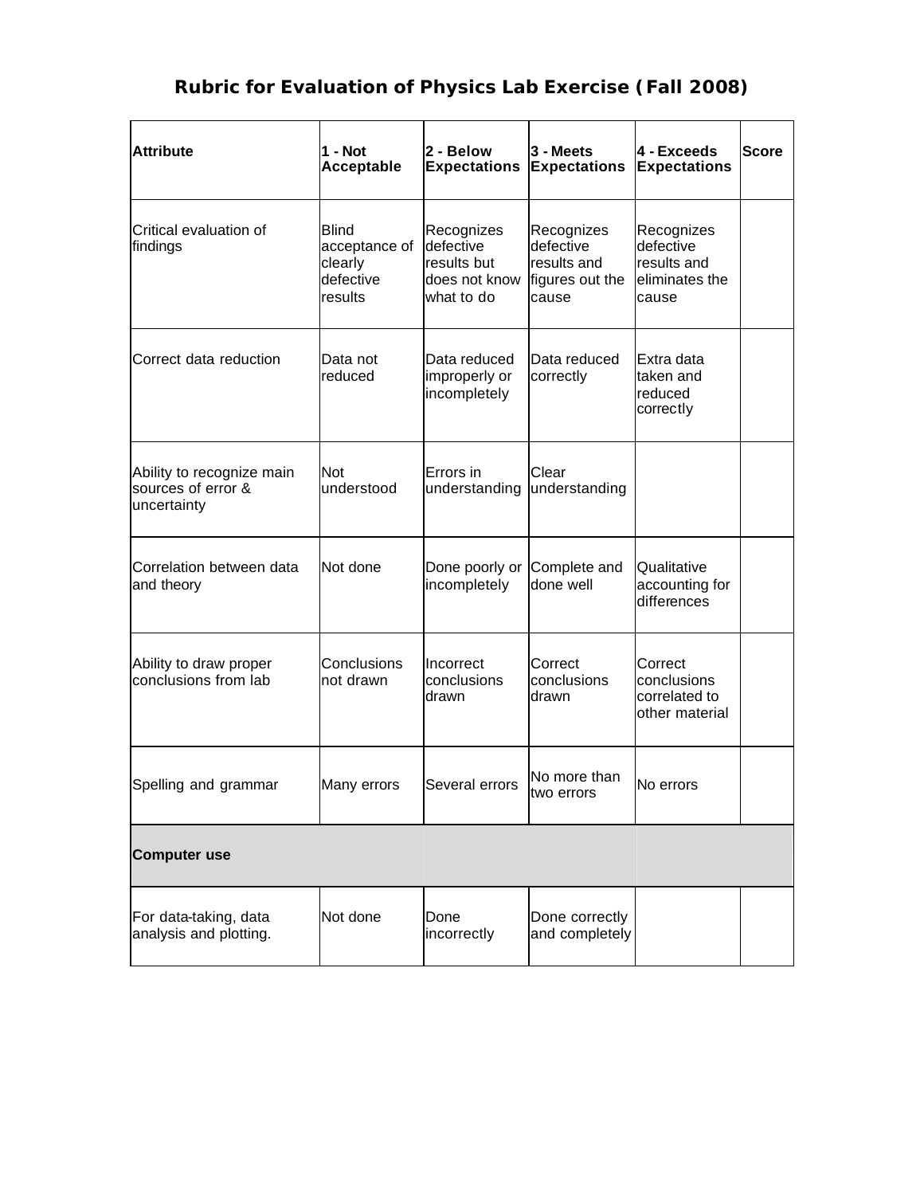# Rubric for Evaluation of Physics Lab Exercise (Fall 2008)

| Attribute | 1 - Not Acceptable | 2 - Below Expectations | 3 - Meets Expectations | 4 - Exceeds Expectations | Score |
|---|---|---|---|---|---|
| Critical evaluation of findings | Blind acceptance of clearly defective results | Recognizes defective results but does not know what to do | Recognizes defective results and figures out the cause | Recognizes defective results and eliminates the cause | |
| Correct data reduction | Data not reduced | Data reduced improperly or incompletely | Data reduced correctly | Extra data taken and reduced correctly | |
| Ability to recognize main sources of error & uncertainty | Not understood | Errors in understanding | Clear understanding | | |
| Correlation between data and theory | Not done | Done poorly or incompletely | Complete and done well | Qualitative accounting for differences | |
| Ability to draw proper conclusions from lab | Conclusions not drawn | Incorrect conclusions drawn | Correct conclusions drawn | Correct conclusions correlated to other material | |
| Spelling and grammar | Many errors | Several errors | No more than two errors | No errors | |
| **Computer use** | | | | | |
| For data-taking, data analysis and plotting. | Not done | Done incorrectly | Done correctly and completely | | |